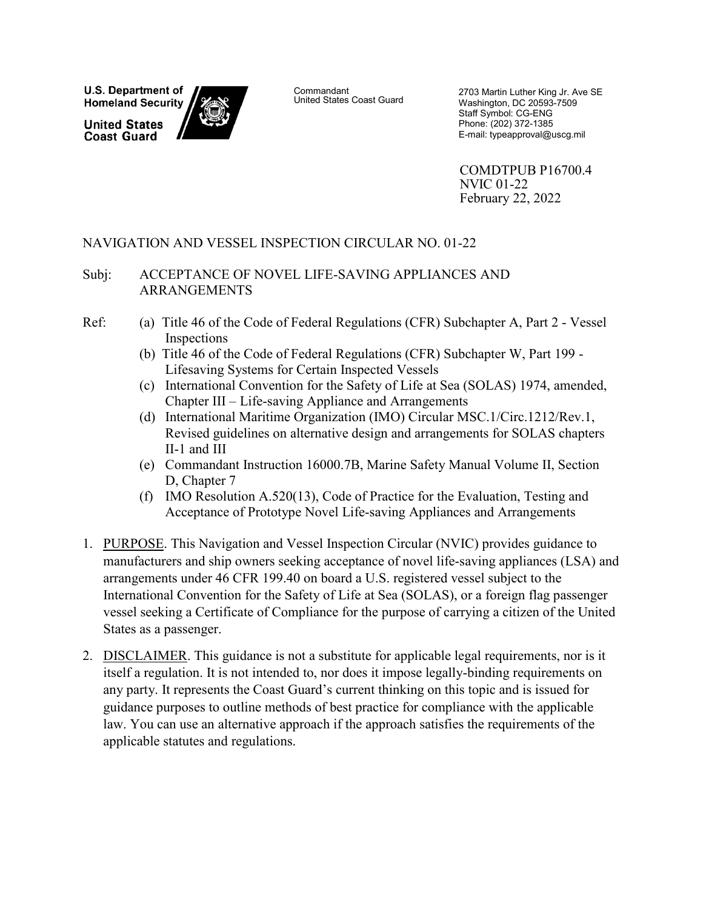U.S. Department of Homeland Security

United States Coast Guard

Commandant
United States Coast Guard

2703 Martin Luther King Jr. Ave SE
Washington, DC 20593-7509
Staff Symbol: CG-ENG
Phone: (202) 372-1385
E-mail: typeapproval@uscg.mil

COMDTPUB P16700.4
NVIC 01-22
February 22, 2022

NAVIGATION AND VESSEL INSPECTION CIRCULAR NO. 01-22

Subj: ACCEPTANCE OF NOVEL LIFE-SAVING APPLIANCES AND ARRANGEMENTS

Ref:
- (a) Title 46 of the Code of Federal Regulations (CFR) Subchapter A, Part 2 - Vessel Inspections
- (b) Title 46 of the Code of Federal Regulations (CFR) Subchapter W, Part 199 - Lifesaving Systems for Certain Inspected Vessels
- (c) International Convention for the Safety of Life at Sea (SOLAS) 1974, amended, Chapter III – Life-saving Appliance and Arrangements
- (d) International Maritime Organization (IMO) Circular MSC.1/Circ.1212/Rev.1, Revised guidelines on alternative design and arrangements for SOLAS chapters II-1 and III
- (e) Commandant Instruction 16000.7B, Marine Safety Manual Volume II, Section D, Chapter 7
- (f) IMO Resolution A.520(13), Code of Practice for the Evaluation, Testing and Acceptance of Prototype Novel Life-saving Appliances and Arrangements

1. PURPOSE. This Navigation and Vessel Inspection Circular (NVIC) provides guidance to manufacturers and ship owners seeking acceptance of novel life-saving appliances (LSA) and arrangements under 46 CFR 199.40 on board a U.S. registered vessel subject to the International Convention for the Safety of Life at Sea (SOLAS), or a foreign flag passenger vessel seeking a Certificate of Compliance for the purpose of carrying a citizen of the United States as a passenger.

2. DISCLAIMER. This guidance is not a substitute for applicable legal requirements, nor is it itself a regulation. It is not intended to, nor does it impose legally-binding requirements on any party. It represents the Coast Guard's current thinking on this topic and is issued for guidance purposes to outline methods of best practice for compliance with the applicable law. You can use an alternative approach if the approach satisfies the requirements of the applicable statutes and regulations.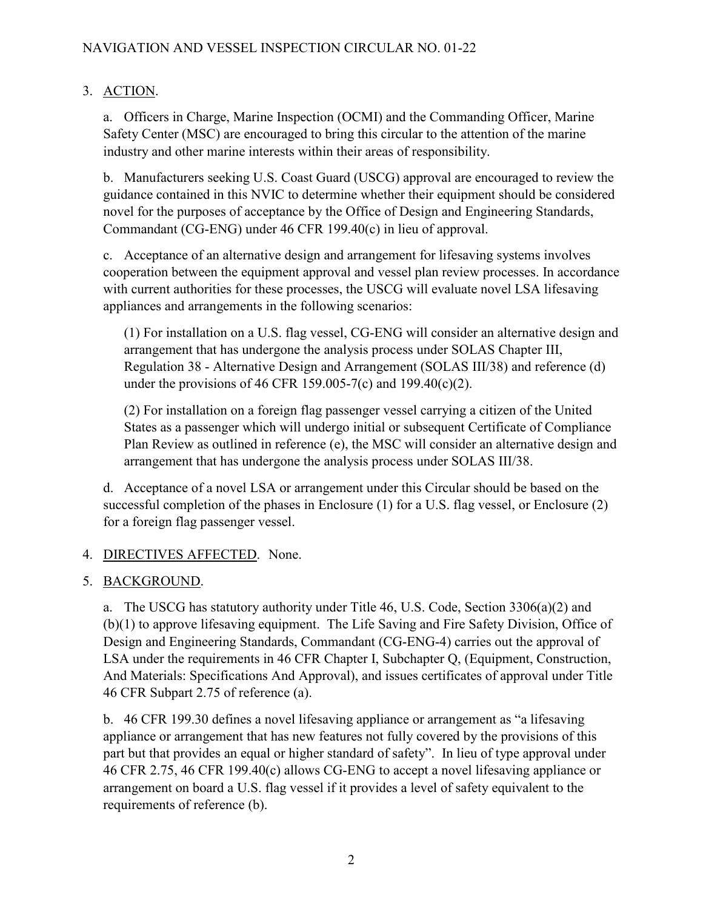3. ACTION.

a. Officers in Charge, Marine Inspection (OCMI) and the Commanding Officer, Marine Safety Center (MSC) are encouraged to bring this circular to the attention of the marine industry and other marine interests within their areas of responsibility.

b. Manufacturers seeking U.S. Coast Guard (USCG) approval are encouraged to review the guidance contained in this NVIC to determine whether their equipment should be considered novel for the purposes of acceptance by the Office of Design and Engineering Standards, Commandant (CG-ENG) under 46 CFR 199.40(c) in lieu of approval.

c. Acceptance of an alternative design and arrangement for lifesaving systems involves cooperation between the equipment approval and vessel plan review processes. In accordance with current authorities for these processes, the USCG will evaluate novel LSA lifesaving appliances and arrangements in the following scenarios:

(1) For installation on a U.S. flag vessel, CG-ENG will consider an alternative design and arrangement that has undergone the analysis process under SOLAS Chapter III, Regulation 38 - Alternative Design and Arrangement (SOLAS III/38) and reference (d) under the provisions of 46 CFR 159.005-7(c) and 199.40(c)(2).

(2) For installation on a foreign flag passenger vessel carrying a citizen of the United States as a passenger which will undergo initial or subsequent Certificate of Compliance Plan Review as outlined in reference (e), the MSC will consider an alternative design and arrangement that has undergone the analysis process under SOLAS III/38.

d. Acceptance of a novel LSA or arrangement under this Circular should be based on the successful completion of the phases in Enclosure (1) for a U.S. flag vessel, or Enclosure (2) for a foreign flag passenger vessel.

4. DIRECTIVES AFFECTED. None.

5. BACKGROUND.

a. The USCG has statutory authority under Title 46, U.S. Code, Section 3306(a)(2) and (b)(1) to approve lifesaving equipment. The Life Saving and Fire Safety Division, Office of Design and Engineering Standards, Commandant (CG-ENG-4) carries out the approval of LSA under the requirements in 46 CFR Chapter I, Subchapter Q, (Equipment, Construction, And Materials: Specifications And Approval), and issues certificates of approval under Title 46 CFR Subpart 2.75 of reference (a).

b. 46 CFR 199.30 defines a novel lifesaving appliance or arrangement as "a lifesaving appliance or arrangement that has new features not fully covered by the provisions of this part but that provides an equal or higher standard of safety". In lieu of type approval under 46 CFR 2.75, 46 CFR 199.40(c) allows CG-ENG to accept a novel lifesaving appliance or arrangement on board a U.S. flag vessel if it provides a level of safety equivalent to the requirements of reference (b).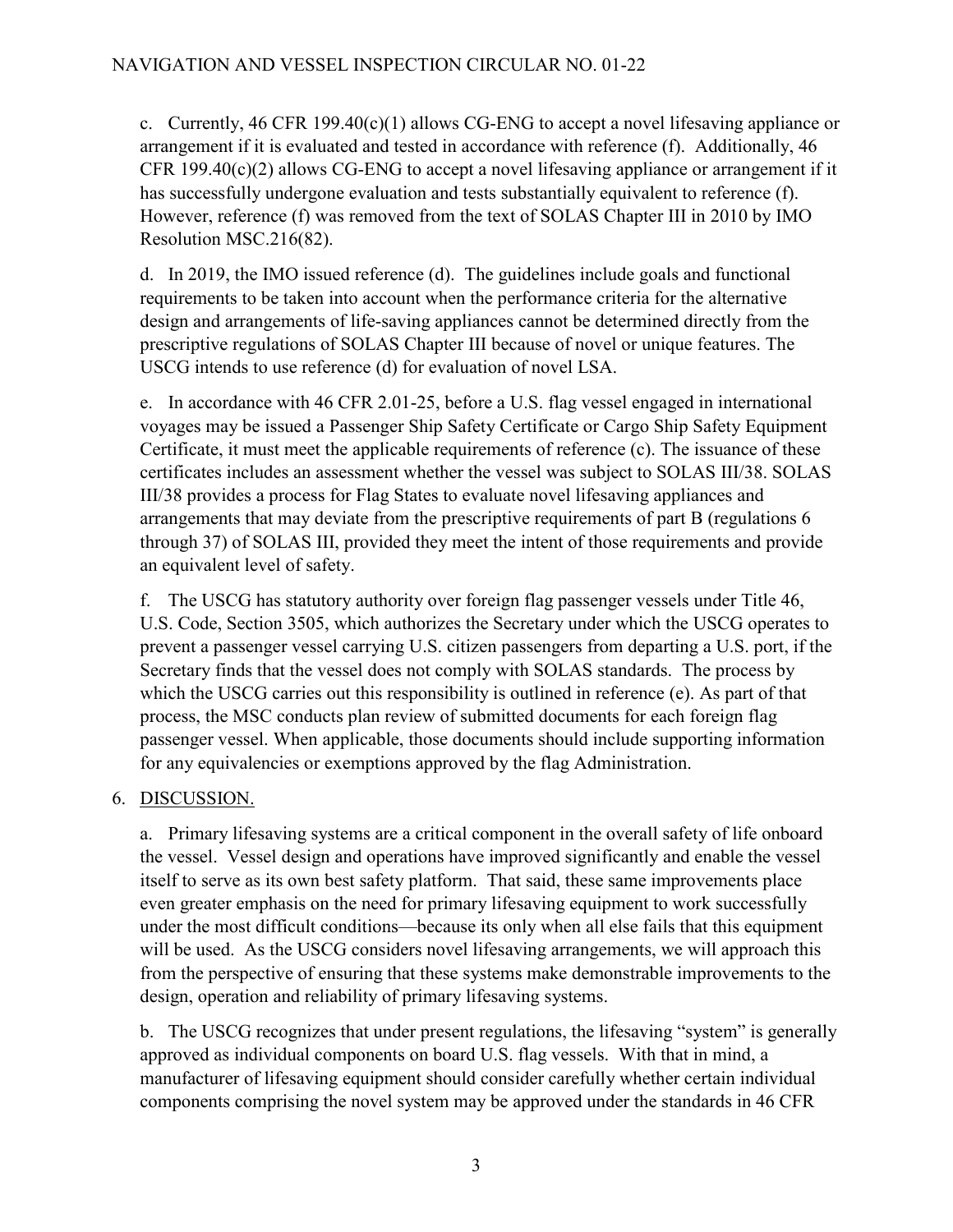c. Currently, 46 CFR 199.40(c)(1) allows CG-ENG to accept a novel lifesaving appliance or arrangement if it is evaluated and tested in accordance with reference (f). Additionally, 46 CFR 199.40(c)(2) allows CG-ENG to accept a novel lifesaving appliance or arrangement if it has successfully undergone evaluation and tests substantially equivalent to reference (f). However, reference (f) was removed from the text of SOLAS Chapter III in 2010 by IMO Resolution MSC.216(82).

d. In 2019, the IMO issued reference (d). The guidelines include goals and functional requirements to be taken into account when the performance criteria for the alternative design and arrangements of life-saving appliances cannot be determined directly from the prescriptive regulations of SOLAS Chapter III because of novel or unique features. The USCG intends to use reference (d) for evaluation of novel LSA.

e. In accordance with 46 CFR 2.01-25, before a U.S. flag vessel engaged in international voyages may be issued a Passenger Ship Safety Certificate or Cargo Ship Safety Equipment Certificate, it must meet the applicable requirements of reference (c). The issuance of these certificates includes an assessment whether the vessel was subject to SOLAS III/38. SOLAS III/38 provides a process for Flag States to evaluate novel lifesaving appliances and arrangements that may deviate from the prescriptive requirements of part B (regulations 6 through 37) of SOLAS III, provided they meet the intent of those requirements and provide an equivalent level of safety.

f. The USCG has statutory authority over foreign flag passenger vessels under Title 46, U.S. Code, Section 3505, which authorizes the Secretary under which the USCG operates to prevent a passenger vessel carrying U.S. citizen passengers from departing a U.S. port, if the Secretary finds that the vessel does not comply with SOLAS standards. The process by which the USCG carries out this responsibility is outlined in reference (e). As part of that process, the MSC conducts plan review of submitted documents for each foreign flag passenger vessel. When applicable, those documents should include supporting information for any equivalencies or exemptions approved by the flag Administration.

6. DISCUSSION.

a. Primary lifesaving systems are a critical component in the overall safety of life onboard the vessel. Vessel design and operations have improved significantly and enable the vessel itself to serve as its own best safety platform. That said, these same improvements place even greater emphasis on the need for primary lifesaving equipment to work successfully under the most difficult conditions—because its only when all else fails that this equipment will be used. As the USCG considers novel lifesaving arrangements, we will approach this from the perspective of ensuring that these systems make demonstrable improvements to the design, operation and reliability of primary lifesaving systems.

b. The USCG recognizes that under present regulations, the lifesaving "system" is generally approved as individual components on board U.S. flag vessels. With that in mind, a manufacturer of lifesaving equipment should consider carefully whether certain individual components comprising the novel system may be approved under the standards in 46 CFR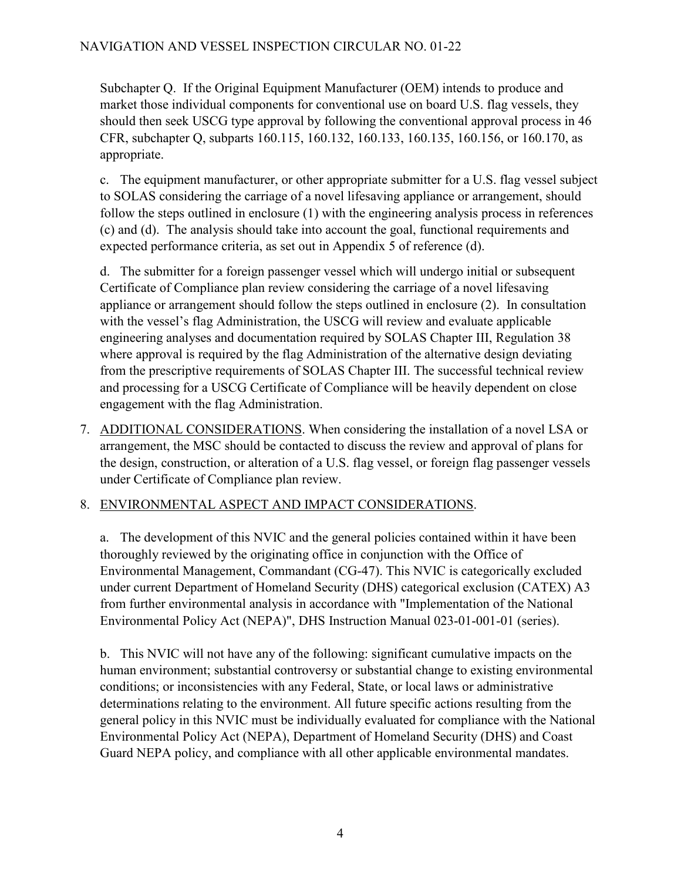Subchapter Q. If the Original Equipment Manufacturer (OEM) intends to produce and market those individual components for conventional use on board U.S. flag vessels, they should then seek USCG type approval by following the conventional approval process in 46 CFR, subchapter Q, subparts 160.115, 160.132, 160.133, 160.135, 160.156, or 160.170, as appropriate.

c. The equipment manufacturer, or other appropriate submitter for a U.S. flag vessel subject to SOLAS considering the carriage of a novel lifesaving appliance or arrangement, should follow the steps outlined in enclosure (1) with the engineering analysis process in references (c) and (d). The analysis should take into account the goal, functional requirements and expected performance criteria, as set out in Appendix 5 of reference (d).

d. The submitter for a foreign passenger vessel which will undergo initial or subsequent Certificate of Compliance plan review considering the carriage of a novel lifesaving appliance or arrangement should follow the steps outlined in enclosure (2). In consultation with the vessel's flag Administration, the USCG will review and evaluate applicable engineering analyses and documentation required by SOLAS Chapter III, Regulation 38 where approval is required by the flag Administration of the alternative design deviating from the prescriptive requirements of SOLAS Chapter III. The successful technical review and processing for a USCG Certificate of Compliance will be heavily dependent on close engagement with the flag Administration.

7. ADDITIONAL CONSIDERATIONS. When considering the installation of a novel LSA or arrangement, the MSC should be contacted to discuss the review and approval of plans for the design, construction, or alteration of a U.S. flag vessel, or foreign flag passenger vessels under Certificate of Compliance plan review.

8. ENVIRONMENTAL ASPECT AND IMPACT CONSIDERATIONS.

a. The development of this NVIC and the general policies contained within it have been thoroughly reviewed by the originating office in conjunction with the Office of Environmental Management, Commandant (CG-47). This NVIC is categorically excluded under current Department of Homeland Security (DHS) categorical exclusion (CATEX) A3 from further environmental analysis in accordance with "Implementation of the National Environmental Policy Act (NEPA)", DHS Instruction Manual 023-01-001-01 (series).

b. This NVIC will not have any of the following: significant cumulative impacts on the human environment; substantial controversy or substantial change to existing environmental conditions; or inconsistencies with any Federal, State, or local laws or administrative determinations relating to the environment. All future specific actions resulting from the general policy in this NVIC must be individually evaluated for compliance with the National Environmental Policy Act (NEPA), Department of Homeland Security (DHS) and Coast Guard NEPA policy, and compliance with all other applicable environmental mandates.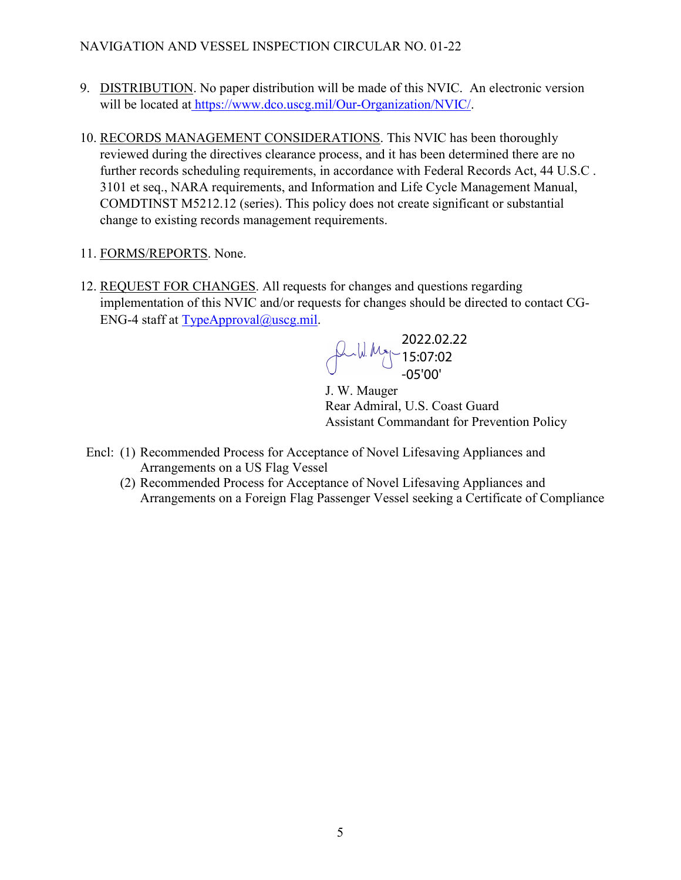9. <u>DISTRIBUTION</u>. No paper distribution will be made of this NVIC. An electronic version will be located at [https://www.dco.uscg.mil/Our-Organization/NVIC/](https://www.dco.uscg.mil/Our-Organization/NVIC/).

10. <u>RECORDS MANAGEMENT CONSIDERATIONS</u>. This NVIC has been thoroughly reviewed during the directives clearance process, and it has been determined there are no further records scheduling requirements, in accordance with Federal Records Act, 44 U.S.C . 3101 et seq., NARA requirements, and Information and Life Cycle Management Manual, COMDTINST M5212.12 (series). This policy does not create significant or substantial change to existing records management requirements.

11. <u>FORMS/REPORTS</u>. None.

12. <u>REQUEST FOR CHANGES</u>. All requests for changes and questions regarding implementation of this NVIC and/or requests for changes should be directed to contact CG-ENG-4 staff at [TypeApproval@uscg.mil](mailto:TypeApproval@uscg.mil).

2022.02.22
15:07:02
-05'00'

J. W. Mauger
Rear Admiral, U.S. Coast Guard
Assistant Commandant for Prevention Policy

Encl: (1) Recommended Process for Acceptance of Novel Lifesaving Appliances and Arrangements on a US Flag Vessel
(2) Recommended Process for Acceptance of Novel Lifesaving Appliances and Arrangements on a Foreign Flag Passenger Vessel seeking a Certificate of Compliance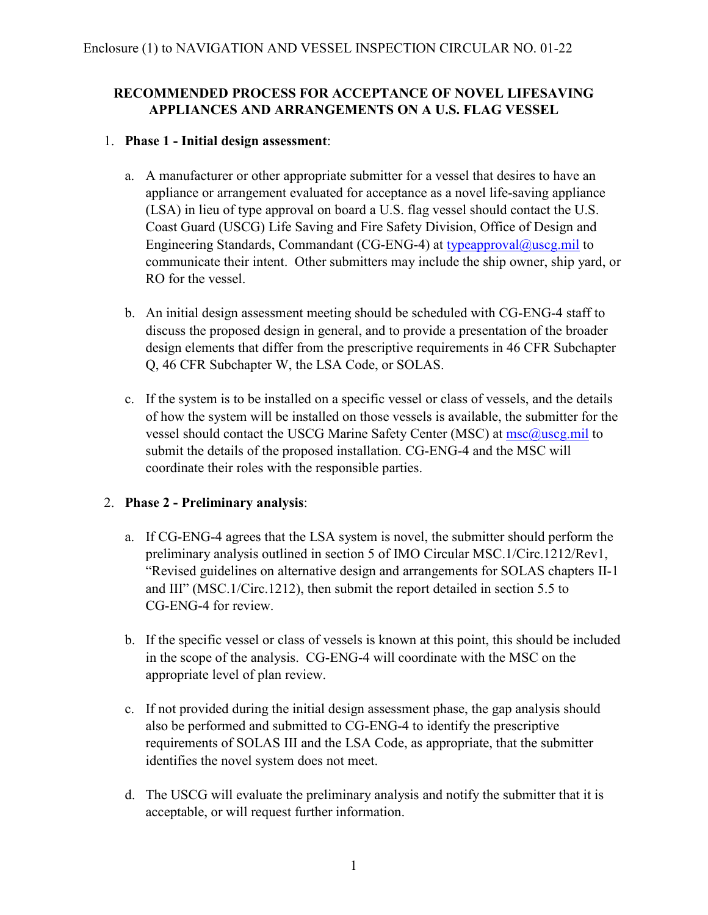Enclosure (1) to NAVIGATION AND VESSEL INSPECTION CIRCULAR NO. 01-22

## RECOMMENDED PROCESS FOR ACCEPTANCE OF NOVEL LIFESAVING APPLIANCES AND ARRANGEMENTS ON A U.S. FLAG VESSEL

1. **Phase 1 - Initial design assessment**:

   a. A manufacturer or other appropriate submitter for a vessel that desires to have an appliance or arrangement evaluated for acceptance as a novel life-saving appliance (LSA) in lieu of type approval on board a U.S. flag vessel should contact the U.S. Coast Guard (USCG) Life Saving and Fire Safety Division, Office of Design and Engineering Standards, Commandant (CG-ENG-4) at typeapproval@uscg.mil to communicate their intent. Other submitters may include the ship owner, ship yard, or RO for the vessel.

   b. An initial design assessment meeting should be scheduled with CG-ENG-4 staff to discuss the proposed design in general, and to provide a presentation of the broader design elements that differ from the prescriptive requirements in 46 CFR Subchapter Q, 46 CFR Subchapter W, the LSA Code, or SOLAS.

   c. If the system is to be installed on a specific vessel or class of vessels, and the details of how the system will be installed on those vessels is available, the submitter for the vessel should contact the USCG Marine Safety Center (MSC) at msc@uscg.mil to submit the details of the proposed installation. CG-ENG-4 and the MSC will coordinate their roles with the responsible parties.

2. **Phase 2 - Preliminary analysis**:

   a. If CG-ENG-4 agrees that the LSA system is novel, the submitter should perform the preliminary analysis outlined in section 5 of IMO Circular MSC.1/Circ.1212/Rev1, "Revised guidelines on alternative design and arrangements for SOLAS chapters II-1 and III" (MSC.1/Circ.1212), then submit the report detailed in section 5.5 to CG-ENG-4 for review.

   b. If the specific vessel or class of vessels is known at this point, this should be included in the scope of the analysis. CG-ENG-4 will coordinate with the MSC on the appropriate level of plan review.

   c. If not provided during the initial design assessment phase, the gap analysis should also be performed and submitted to CG-ENG-4 to identify the prescriptive requirements of SOLAS III and the LSA Code, as appropriate, that the submitter identifies the novel system does not meet.

   d. The USCG will evaluate the preliminary analysis and notify the submitter that it is acceptable, or will request further information.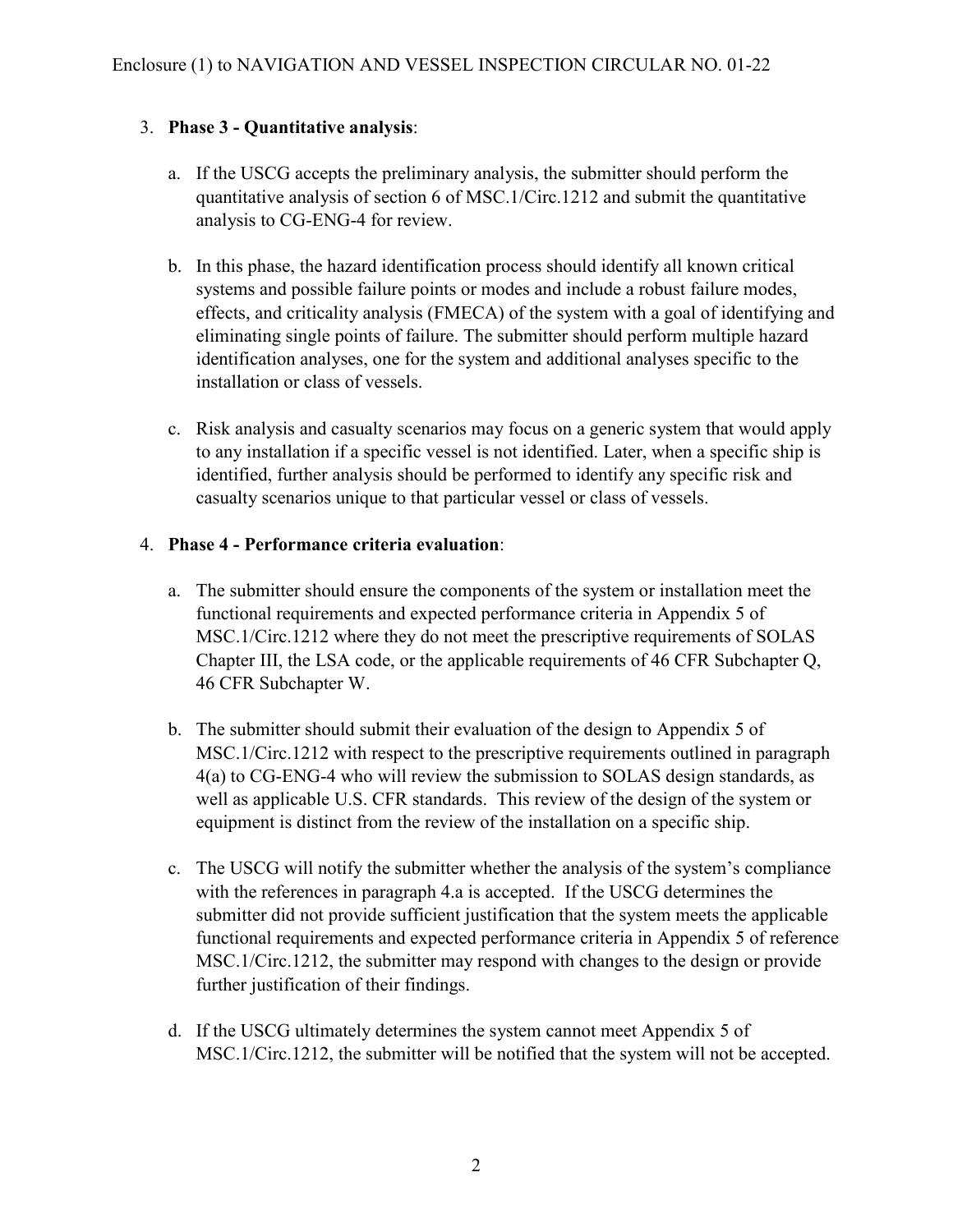3. **Phase 3 - Quantitative analysis**:

   a. If the USCG accepts the preliminary analysis, the submitter should perform the quantitative analysis of section 6 of MSC.1/Circ.1212 and submit the quantitative analysis to CG-ENG-4 for review.

   b. In this phase, the hazard identification process should identify all known critical systems and possible failure points or modes and include a robust failure modes, effects, and criticality analysis (FMECA) of the system with a goal of identifying and eliminating single points of failure. The submitter should perform multiple hazard identification analyses, one for the system and additional analyses specific to the installation or class of vessels.

   c. Risk analysis and casualty scenarios may focus on a generic system that would apply to any installation if a specific vessel is not identified. Later, when a specific ship is identified, further analysis should be performed to identify any specific risk and casualty scenarios unique to that particular vessel or class of vessels.

4. **Phase 4 - Performance criteria evaluation**:

   a. The submitter should ensure the components of the system or installation meet the functional requirements and expected performance criteria in Appendix 5 of MSC.1/Circ.1212 where they do not meet the prescriptive requirements of SOLAS Chapter III, the LSA code, or the applicable requirements of 46 CFR Subchapter Q, 46 CFR Subchapter W.

   b. The submitter should submit their evaluation of the design to Appendix 5 of MSC.1/Circ.1212 with respect to the prescriptive requirements outlined in paragraph 4(a) to CG-ENG-4 who will review the submission to SOLAS design standards, as well as applicable U.S. CFR standards. This review of the design of the system or equipment is distinct from the review of the installation on a specific ship.

   c. The USCG will notify the submitter whether the analysis of the system's compliance with the references in paragraph 4.a is accepted. If the USCG determines the submitter did not provide sufficient justification that the system meets the applicable functional requirements and expected performance criteria in Appendix 5 of reference MSC.1/Circ.1212, the submitter may respond with changes to the design or provide further justification of their findings.

   d. If the USCG ultimately determines the system cannot meet Appendix 5 of MSC.1/Circ.1212, the submitter will be notified that the system will not be accepted.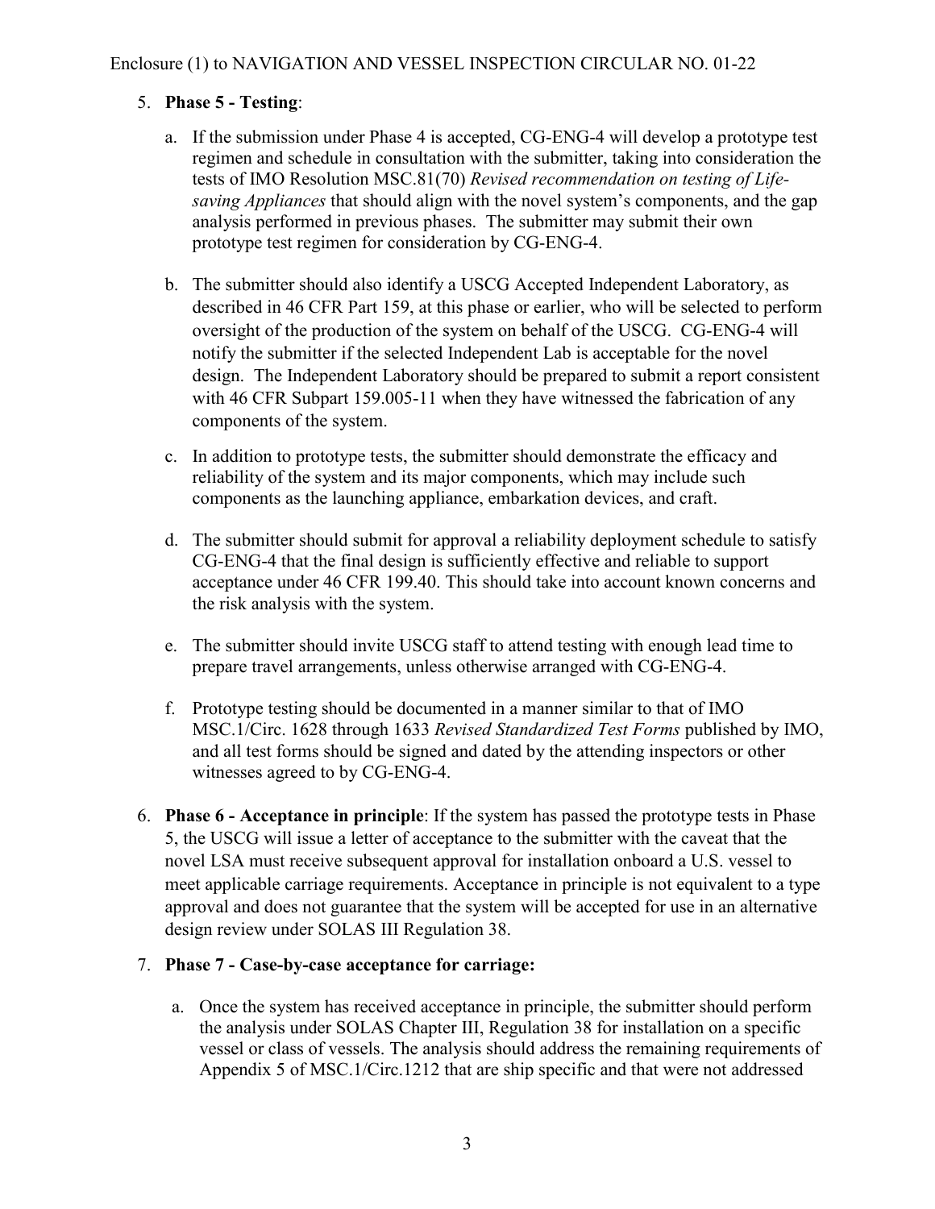5. **Phase 5 - Testing**:

   a. If the submission under Phase 4 is accepted, CG-ENG-4 will develop a prototype test regimen and schedule in consultation with the submitter, taking into consideration the tests of IMO Resolution MSC.81(70) *Revised recommendation on testing of Life-saving Appliances* that should align with the novel system's components, and the gap analysis performed in previous phases. The submitter may submit their own prototype test regimen for consideration by CG-ENG-4.

   b. The submitter should also identify a USCG Accepted Independent Laboratory, as described in 46 CFR Part 159, at this phase or earlier, who will be selected to perform oversight of the production of the system on behalf of the USCG. CG-ENG-4 will notify the submitter if the selected Independent Lab is acceptable for the novel design. The Independent Laboratory should be prepared to submit a report consistent with 46 CFR Subpart 159.005-11 when they have witnessed the fabrication of any components of the system.

   c. In addition to prototype tests, the submitter should demonstrate the efficacy and reliability of the system and its major components, which may include such components as the launching appliance, embarkation devices, and craft.

   d. The submitter should submit for approval a reliability deployment schedule to satisfy CG-ENG-4 that the final design is sufficiently effective and reliable to support acceptance under 46 CFR 199.40. This should take into account known concerns and the risk analysis with the system.

   e. The submitter should invite USCG staff to attend testing with enough lead time to prepare travel arrangements, unless otherwise arranged with CG-ENG-4.

   f. Prototype testing should be documented in a manner similar to that of IMO MSC.1/Circ. 1628 through 1633 *Revised Standardized Test Forms* published by IMO, and all test forms should be signed and dated by the attending inspectors or other witnesses agreed to by CG-ENG-4.

6. **Phase 6 - Acceptance in principle**: If the system has passed the prototype tests in Phase 5, the USCG will issue a letter of acceptance to the submitter with the caveat that the novel LSA must receive subsequent approval for installation onboard a U.S. vessel to meet applicable carriage requirements. Acceptance in principle is not equivalent to a type approval and does not guarantee that the system will be accepted for use in an alternative design review under SOLAS III Regulation 38.

7. **Phase 7 - Case-by-case acceptance for carriage:**

   a. Once the system has received acceptance in principle, the submitter should perform the analysis under SOLAS Chapter III, Regulation 38 for installation on a specific vessel or class of vessels. The analysis should address the remaining requirements of Appendix 5 of MSC.1/Circ.1212 that are ship specific and that were not addressed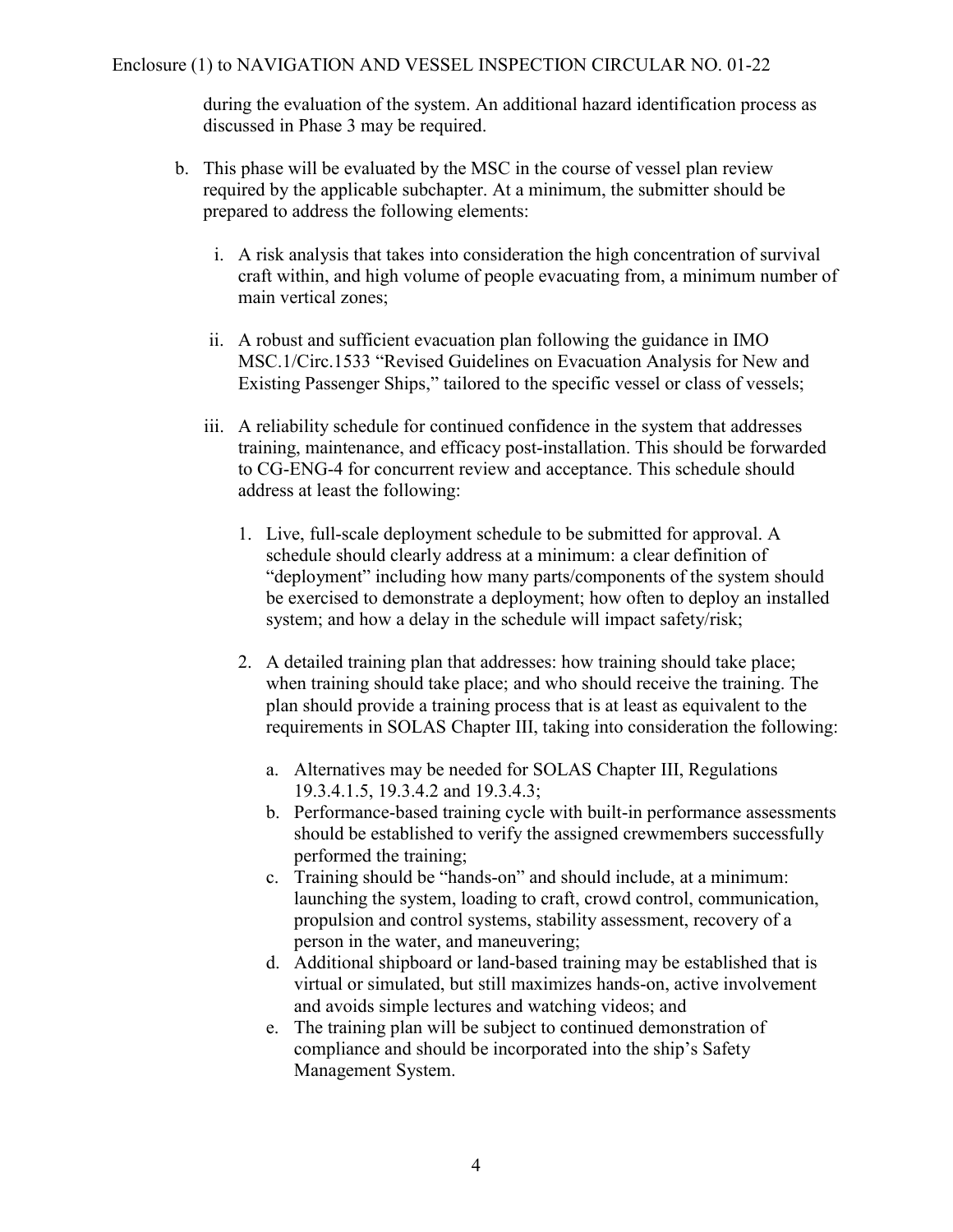during the evaluation of the system. An additional hazard identification process as discussed in Phase 3 may be required.

b. This phase will be evaluated by the MSC in the course of vessel plan review required by the applicable subchapter. At a minimum, the submitter should be prepared to address the following elements:

   i. A risk analysis that takes into consideration the high concentration of survival craft within, and high volume of people evacuating from, a minimum number of main vertical zones;

   ii. A robust and sufficient evacuation plan following the guidance in IMO MSC.1/Circ.1533 "Revised Guidelines on Evacuation Analysis for New and Existing Passenger Ships," tailored to the specific vessel or class of vessels;

   iii. A reliability schedule for continued confidence in the system that addresses training, maintenance, and efficacy post-installation. This should be forwarded to CG-ENG-4 for concurrent review and acceptance. This schedule should address at least the following:

      1. Live, full-scale deployment schedule to be submitted for approval. A schedule should clearly address at a minimum: a clear definition of "deployment" including how many parts/components of the system should be exercised to demonstrate a deployment; how often to deploy an installed system; and how a delay in the schedule will impact safety/risk;

      2. A detailed training plan that addresses: how training should take place; when training should take place; and who should receive the training. The plan should provide a training process that is at least as equivalent to the requirements in SOLAS Chapter III, taking into consideration the following:

         a. Alternatives may be needed for SOLAS Chapter III, Regulations 19.3.4.1.5, 19.3.4.2 and 19.3.4.3;
         b. Performance-based training cycle with built-in performance assessments should be established to verify the assigned crewmembers successfully performed the training;
         c. Training should be "hands-on" and should include, at a minimum: launching the system, loading to craft, crowd control, communication, propulsion and control systems, stability assessment, recovery of a person in the water, and maneuvering;
         d. Additional shipboard or land-based training may be established that is virtual or simulated, but still maximizes hands-on, active involvement and avoids simple lectures and watching videos; and
         e. The training plan will be subject to continued demonstration of compliance and should be incorporated into the ship's Safety Management System.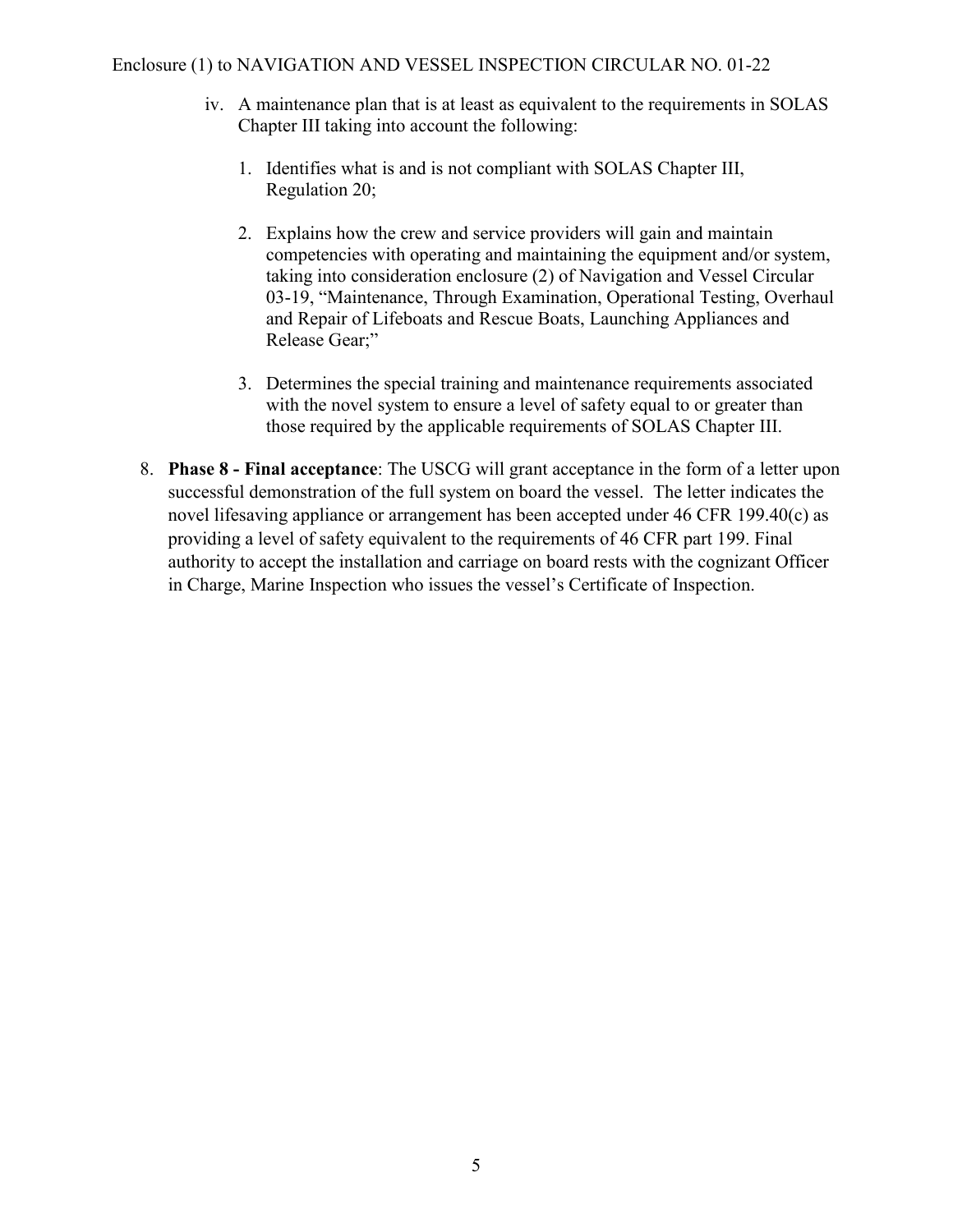iv. A maintenance plan that is at least as equivalent to the requirements in SOLAS Chapter III taking into account the following:

   1. Identifies what is and is not compliant with SOLAS Chapter III, Regulation 20;

   2. Explains how the crew and service providers will gain and maintain competencies with operating and maintaining the equipment and/or system, taking into consideration enclosure (2) of Navigation and Vessel Circular 03-19, "Maintenance, Through Examination, Operational Testing, Overhaul and Repair of Lifeboats and Rescue Boats, Launching Appliances and Release Gear;"

   3. Determines the special training and maintenance requirements associated with the novel system to ensure a level of safety equal to or greater than those required by the applicable requirements of SOLAS Chapter III.

8. **Phase 8 - Final acceptance**: The USCG will grant acceptance in the form of a letter upon successful demonstration of the full system on board the vessel. The letter indicates the novel lifesaving appliance or arrangement has been accepted under 46 CFR 199.40(c) as providing a level of safety equivalent to the requirements of 46 CFR part 199. Final authority to accept the installation and carriage on board rests with the cognizant Officer in Charge, Marine Inspection who issues the vessel's Certificate of Inspection.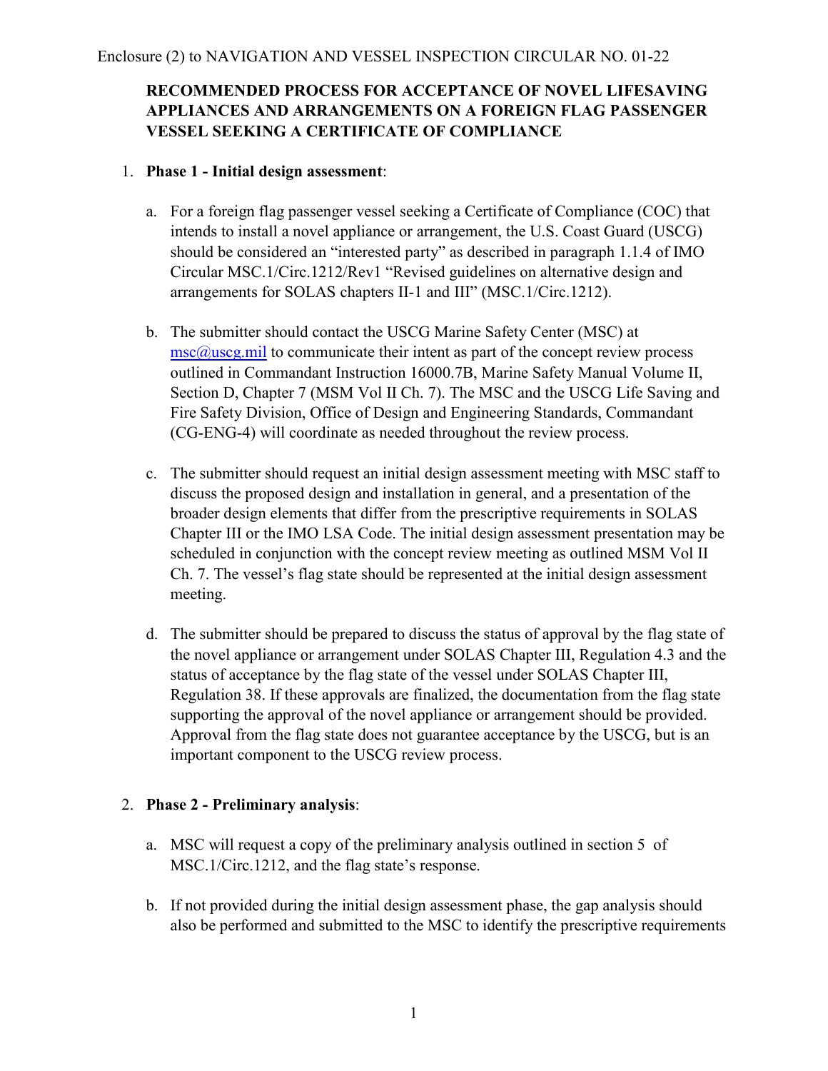Enclosure (2) to NAVIGATION AND VESSEL INSPECTION CIRCULAR NO. 01-22

**RECOMMENDED PROCESS FOR ACCEPTANCE OF NOVEL LIFESAVING APPLIANCES AND ARRANGEMENTS ON A FOREIGN FLAG PASSENGER VESSEL SEEKING A CERTIFICATE OF COMPLIANCE**

1. **Phase 1 - Initial design assessment**:

   a. For a foreign flag passenger vessel seeking a Certificate of Compliance (COC) that intends to install a novel appliance or arrangement, the U.S. Coast Guard (USCG) should be considered an "interested party" as described in paragraph 1.1.4 of IMO Circular MSC.1/Circ.1212/Rev1 "Revised guidelines on alternative design and arrangements for SOLAS chapters II-1 and III" (MSC.1/Circ.1212).

   b. The submitter should contact the USCG Marine Safety Center (MSC) at msc@uscg.mil to communicate their intent as part of the concept review process outlined in Commandant Instruction 16000.7B, Marine Safety Manual Volume II, Section D, Chapter 7 (MSM Vol II Ch. 7). The MSC and the USCG Life Saving and Fire Safety Division, Office of Design and Engineering Standards, Commandant (CG-ENG-4) will coordinate as needed throughout the review process.

   c. The submitter should request an initial design assessment meeting with MSC staff to discuss the proposed design and installation in general, and a presentation of the broader design elements that differ from the prescriptive requirements in SOLAS Chapter III or the IMO LSA Code. The initial design assessment presentation may be scheduled in conjunction with the concept review meeting as outlined MSM Vol II Ch. 7. The vessel's flag state should be represented at the initial design assessment meeting.

   d. The submitter should be prepared to discuss the status of approval by the flag state of the novel appliance or arrangement under SOLAS Chapter III, Regulation 4.3 and the status of acceptance by the flag state of the vessel under SOLAS Chapter III, Regulation 38. If these approvals are finalized, the documentation from the flag state supporting the approval of the novel appliance or arrangement should be provided. Approval from the flag state does not guarantee acceptance by the USCG, but is an important component to the USCG review process.

2. **Phase 2 - Preliminary analysis**:

   a. MSC will request a copy of the preliminary analysis outlined in section 5 of MSC.1/Circ.1212, and the flag state's response.

   b. If not provided during the initial design assessment phase, the gap analysis should also be performed and submitted to the MSC to identify the prescriptive requirements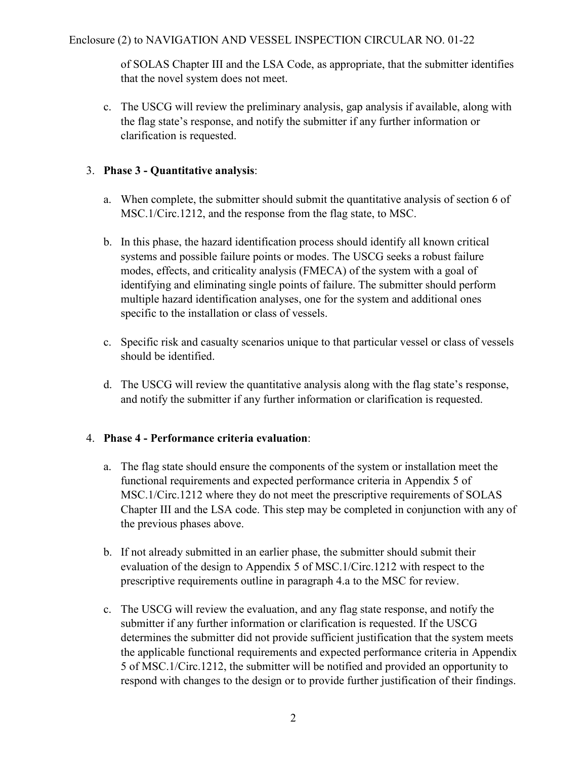of SOLAS Chapter III and the LSA Code, as appropriate, that the submitter identifies that the novel system does not meet.

c. The USCG will review the preliminary analysis, gap analysis if available, along with the flag state's response, and notify the submitter if any further information or clarification is requested.

3. **Phase 3 - Quantitative analysis**:

   a. When complete, the submitter should submit the quantitative analysis of section 6 of MSC.1/Circ.1212, and the response from the flag state, to MSC.

   b. In this phase, the hazard identification process should identify all known critical systems and possible failure points or modes. The USCG seeks a robust failure modes, effects, and criticality analysis (FMECA) of the system with a goal of identifying and eliminating single points of failure. The submitter should perform multiple hazard identification analyses, one for the system and additional ones specific to the installation or class of vessels.

   c. Specific risk and casualty scenarios unique to that particular vessel or class of vessels should be identified.

   d. The USCG will review the quantitative analysis along with the flag state's response, and notify the submitter if any further information or clarification is requested.

4. **Phase 4 - Performance criteria evaluation**:

   a. The flag state should ensure the components of the system or installation meet the functional requirements and expected performance criteria in Appendix 5 of MSC.1/Circ.1212 where they do not meet the prescriptive requirements of SOLAS Chapter III and the LSA code. This step may be completed in conjunction with any of the previous phases above.

   b. If not already submitted in an earlier phase, the submitter should submit their evaluation of the design to Appendix 5 of MSC.1/Circ.1212 with respect to the prescriptive requirements outline in paragraph 4.a to the MSC for review.

   c. The USCG will review the evaluation, and any flag state response, and notify the submitter if any further information or clarification is requested. If the USCG determines the submitter did not provide sufficient justification that the system meets the applicable functional requirements and expected performance criteria in Appendix 5 of MSC.1/Circ.1212, the submitter will be notified and provided an opportunity to respond with changes to the design or to provide further justification of their findings.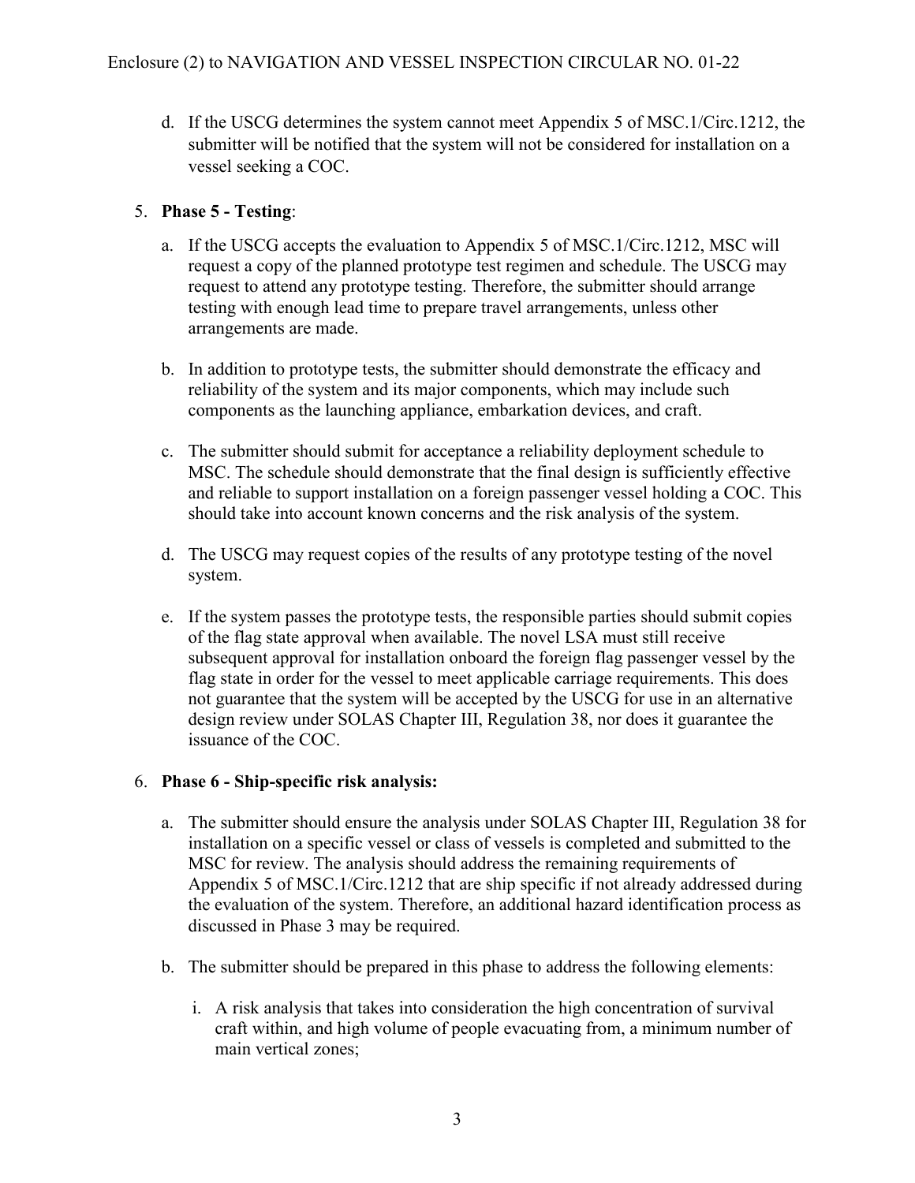d. If the USCG determines the system cannot meet Appendix 5 of MSC.1/Circ.1212, the submitter will be notified that the system will not be considered for installation on a vessel seeking a COC.

5. **Phase 5 - Testing**:

   a. If the USCG accepts the evaluation to Appendix 5 of MSC.1/Circ.1212, MSC will request a copy of the planned prototype test regimen and schedule. The USCG may request to attend any prototype testing. Therefore, the submitter should arrange testing with enough lead time to prepare travel arrangements, unless other arrangements are made.

   b. In addition to prototype tests, the submitter should demonstrate the efficacy and reliability of the system and its major components, which may include such components as the launching appliance, embarkation devices, and craft.

   c. The submitter should submit for acceptance a reliability deployment schedule to MSC. The schedule should demonstrate that the final design is sufficiently effective and reliable to support installation on a foreign passenger vessel holding a COC. This should take into account known concerns and the risk analysis of the system.

   d. The USCG may request copies of the results of any prototype testing of the novel system.

   e. If the system passes the prototype tests, the responsible parties should submit copies of the flag state approval when available. The novel LSA must still receive subsequent approval for installation onboard the foreign flag passenger vessel by the flag state in order for the vessel to meet applicable carriage requirements. This does not guarantee that the system will be accepted by the USCG for use in an alternative design review under SOLAS Chapter III, Regulation 38, nor does it guarantee the issuance of the COC.

6. **Phase 6 - Ship-specific risk analysis:**

   a. The submitter should ensure the analysis under SOLAS Chapter III, Regulation 38 for installation on a specific vessel or class of vessels is completed and submitted to the MSC for review. The analysis should address the remaining requirements of Appendix 5 of MSC.1/Circ.1212 that are ship specific if not already addressed during the evaluation of the system. Therefore, an additional hazard identification process as discussed in Phase 3 may be required.

   b. The submitter should be prepared in this phase to address the following elements:

      i. A risk analysis that takes into consideration the high concentration of survival craft within, and high volume of people evacuating from, a minimum number of main vertical zones;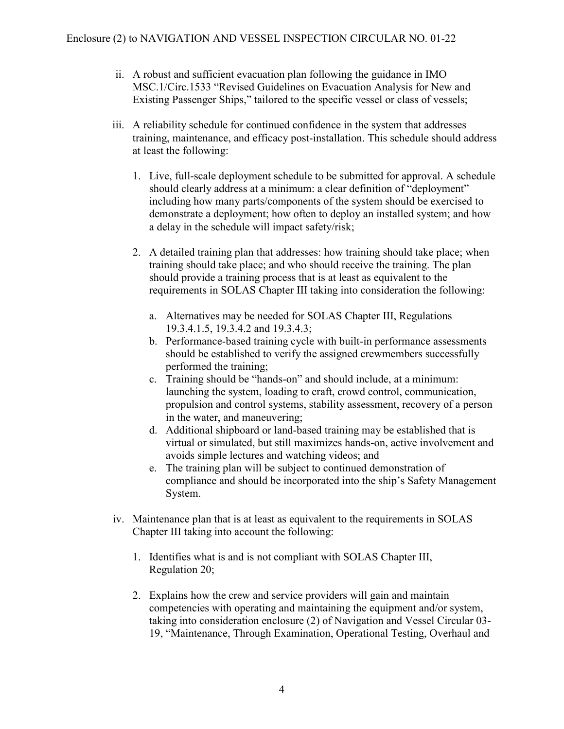ii. A robust and sufficient evacuation plan following the guidance in IMO MSC.1/Circ.1533 "Revised Guidelines on Evacuation Analysis for New and Existing Passenger Ships," tailored to the specific vessel or class of vessels;

iii. A reliability schedule for continued confidence in the system that addresses training, maintenance, and efficacy post-installation. This schedule should address at least the following:

   1. Live, full-scale deployment schedule to be submitted for approval. A schedule should clearly address at a minimum: a clear definition of "deployment" including how many parts/components of the system should be exercised to demonstrate a deployment; how often to deploy an installed system; and how a delay in the schedule will impact safety/risk;

   2. A detailed training plan that addresses: how training should take place; when training should take place; and who should receive the training. The plan should provide a training process that is at least as equivalent to the requirements in SOLAS Chapter III taking into consideration the following:

      a. Alternatives may be needed for SOLAS Chapter III, Regulations 19.3.4.1.5, 19.3.4.2 and 19.3.4.3;
      b. Performance-based training cycle with built-in performance assessments should be established to verify the assigned crewmembers successfully performed the training;
      c. Training should be "hands-on" and should include, at a minimum: launching the system, loading to craft, crowd control, communication, propulsion and control systems, stability assessment, recovery of a person in the water, and maneuvering;
      d. Additional shipboard or land-based training may be established that is virtual or simulated, but still maximizes hands-on, active involvement and avoids simple lectures and watching videos; and
      e. The training plan will be subject to continued demonstration of compliance and should be incorporated into the ship's Safety Management System.

iv. Maintenance plan that is at least as equivalent to the requirements in SOLAS Chapter III taking into account the following:

   1. Identifies what is and is not compliant with SOLAS Chapter III, Regulation 20;

   2. Explains how the crew and service providers will gain and maintain competencies with operating and maintaining the equipment and/or system, taking into consideration enclosure (2) of Navigation and Vessel Circular 03-19, "Maintenance, Through Examination, Operational Testing, Overhaul and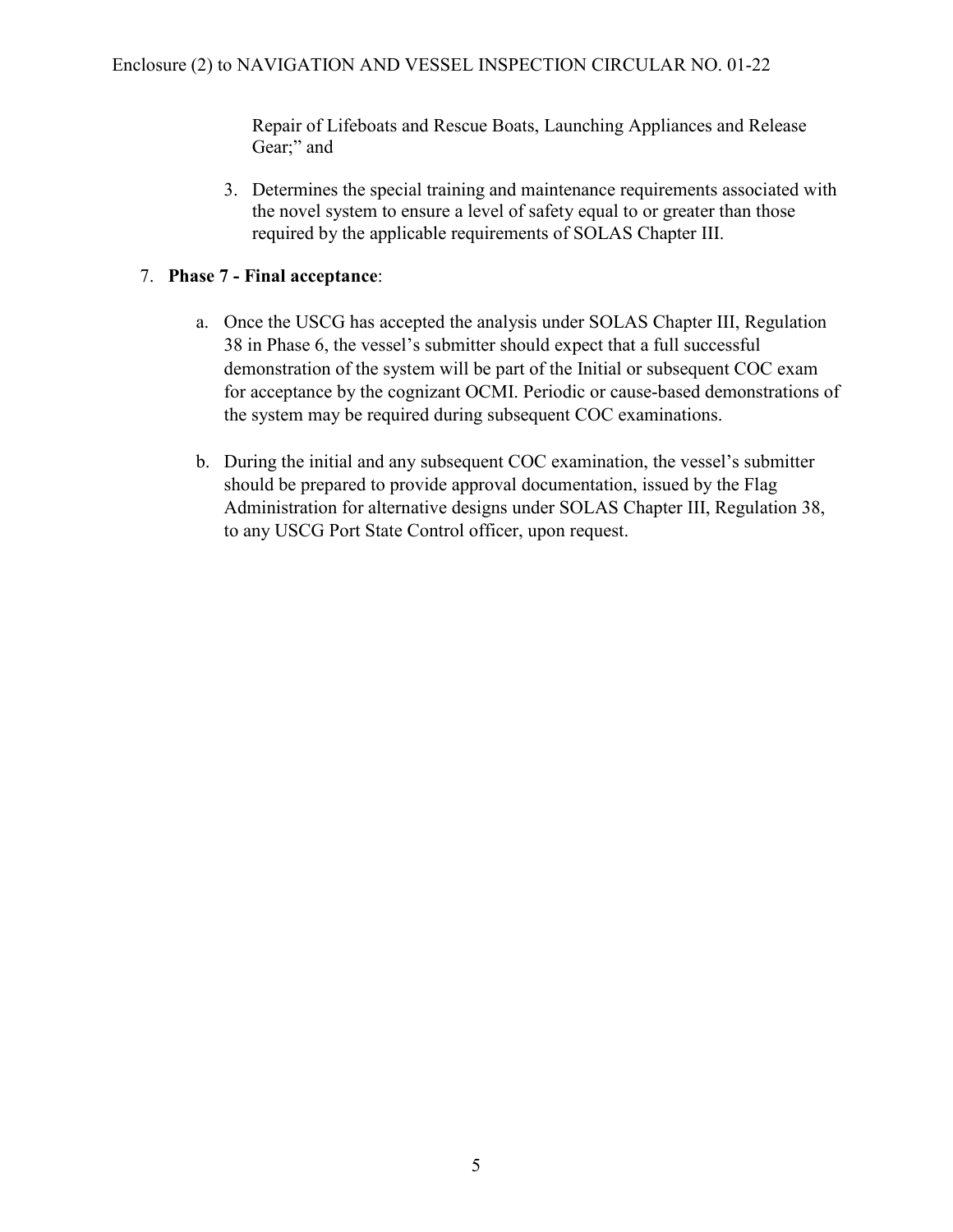Repair of Lifeboats and Rescue Boats, Launching Appliances and Release Gear;" and

3. Determines the special training and maintenance requirements associated with the novel system to ensure a level of safety equal to or greater than those required by the applicable requirements of SOLAS Chapter III.

7. **Phase 7 - Final acceptance**:

   a. Once the USCG has accepted the analysis under SOLAS Chapter III, Regulation 38 in Phase 6, the vessel's submitter should expect that a full successful demonstration of the system will be part of the Initial or subsequent COC exam for acceptance by the cognizant OCMI. Periodic or cause-based demonstrations of the system may be required during subsequent COC examinations.

   b. During the initial and any subsequent COC examination, the vessel's submitter should be prepared to provide approval documentation, issued by the Flag Administration for alternative designs under SOLAS Chapter III, Regulation 38, to any USCG Port State Control officer, upon request.